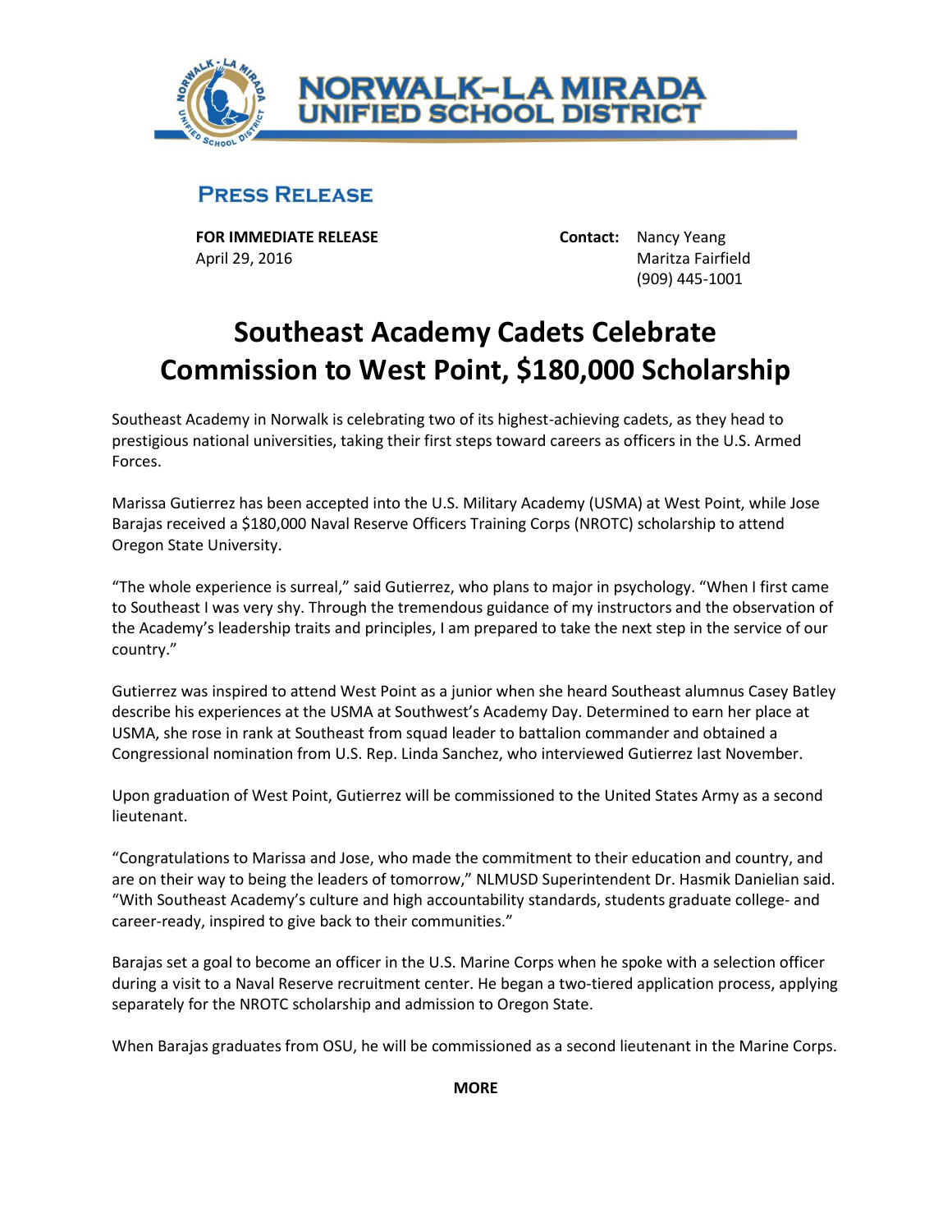NORWALK–LA MIRADA UNIFIED SCHOOL DISTRICT

## Press Release

**FOR IMMEDIATE RELEASE**
April 29, 2016

**Contact:** Nancy Yeang
Maritza Fairfield
(909) 445-1001

# Southeast Academy Cadets Celebrate Commission to West Point, $180,000 Scholarship

Southeast Academy in Norwalk is celebrating two of its highest-achieving cadets, as they head to prestigious national universities, taking their first steps toward careers as officers in the U.S. Armed Forces.

Marissa Gutierrez has been accepted into the U.S. Military Academy (USMA) at West Point, while Jose Barajas received a $180,000 Naval Reserve Officers Training Corps (NROTC) scholarship to attend Oregon State University.

"The whole experience is surreal," said Gutierrez, who plans to major in psychology. "When I first came to Southeast I was very shy. Through the tremendous guidance of my instructors and the observation of the Academy's leadership traits and principles, I am prepared to take the next step in the service of our country."

Gutierrez was inspired to attend West Point as a junior when she heard Southeast alumnus Casey Batley describe his experiences at the USMA at Southwest's Academy Day. Determined to earn her place at USMA, she rose in rank at Southeast from squad leader to battalion commander and obtained a Congressional nomination from U.S. Rep. Linda Sanchez, who interviewed Gutierrez last November.

Upon graduation of West Point, Gutierrez will be commissioned to the United States Army as a second lieutenant.

"Congratulations to Marissa and Jose, who made the commitment to their education and country, and are on their way to being the leaders of tomorrow," NLMUSD Superintendent Dr. Hasmik Danielian said. "With Southeast Academy's culture and high accountability standards, students graduate college- and career-ready, inspired to give back to their communities."

Barajas set a goal to become an officer in the U.S. Marine Corps when he spoke with a selection officer during a visit to a Naval Reserve recruitment center. He began a two-tiered application process, applying separately for the NROTC scholarship and admission to Oregon State.

When Barajas graduates from OSU, he will be commissioned as a second lieutenant in the Marine Corps.

**MORE**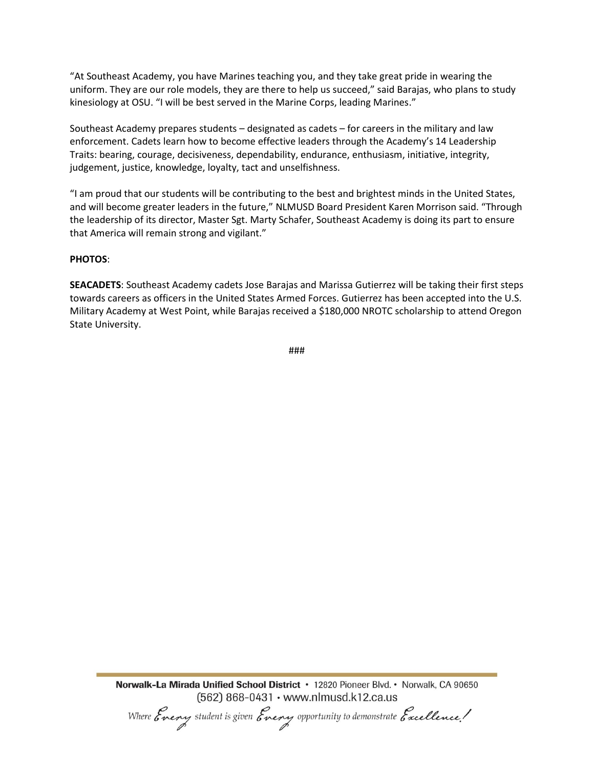"At Southeast Academy, you have Marines teaching you, and they take great pride in wearing the uniform. They are our role models, they are there to help us succeed," said Barajas, who plans to study kinesiology at OSU. "I will be best served in the Marine Corps, leading Marines."

Southeast Academy prepares students – designated as cadets – for careers in the military and law enforcement. Cadets learn how to become effective leaders through the Academy's 14 Leadership Traits: bearing, courage, decisiveness, dependability, endurance, enthusiasm, initiative, integrity, judgement, justice, knowledge, loyalty, tact and unselfishness.

"I am proud that our students will be contributing to the best and brightest minds in the United States, and will become greater leaders in the future," NLMUSD Board President Karen Morrison said. "Through the leadership of its director, Master Sgt. Marty Schafer, Southeast Academy is doing its part to ensure that America will remain strong and vigilant."

**PHOTOS**:

**SEACADETS**: Southeast Academy cadets Jose Barajas and Marissa Gutierrez will be taking their first steps towards careers as officers in the United States Armed Forces. Gutierrez has been accepted into the U.S. Military Academy at West Point, while Barajas received a $180,000 NROTC scholarship to attend Oregon State University.

###

**Norwalk-La Mirada Unified School District** • 12820 Pioneer Blvd. • Norwalk, CA 90650
(562) 868-0431 • www.nlmusd.k12.ca.us
*Where Every student is given Every opportunity to demonstrate Excellence!*